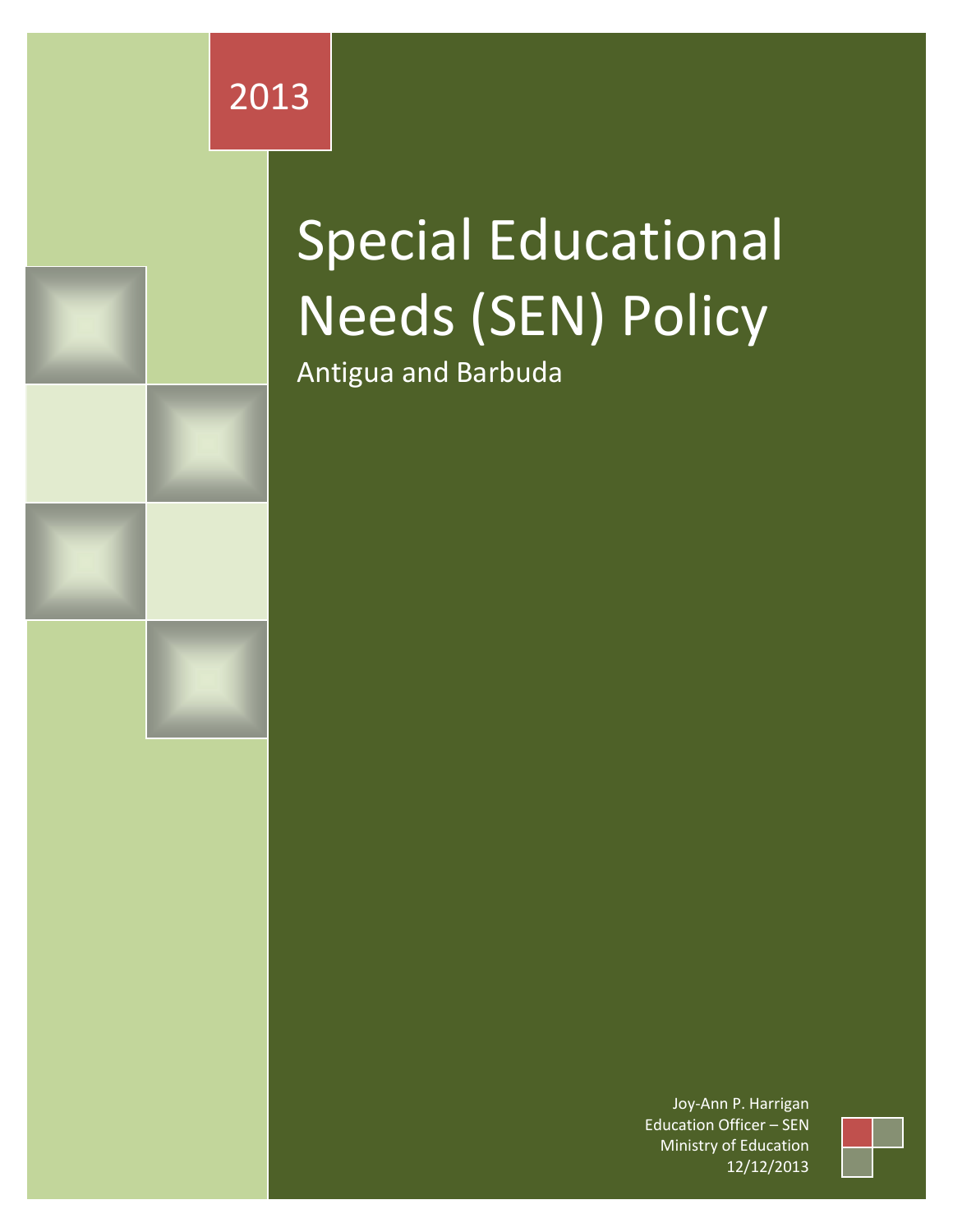2013

# Special Educational Needs (SEN) Policy

## Antigua and Barbuda

Joy-Ann P. Harrigan
Education Officer – SEN
Ministry of Education
12/12/2013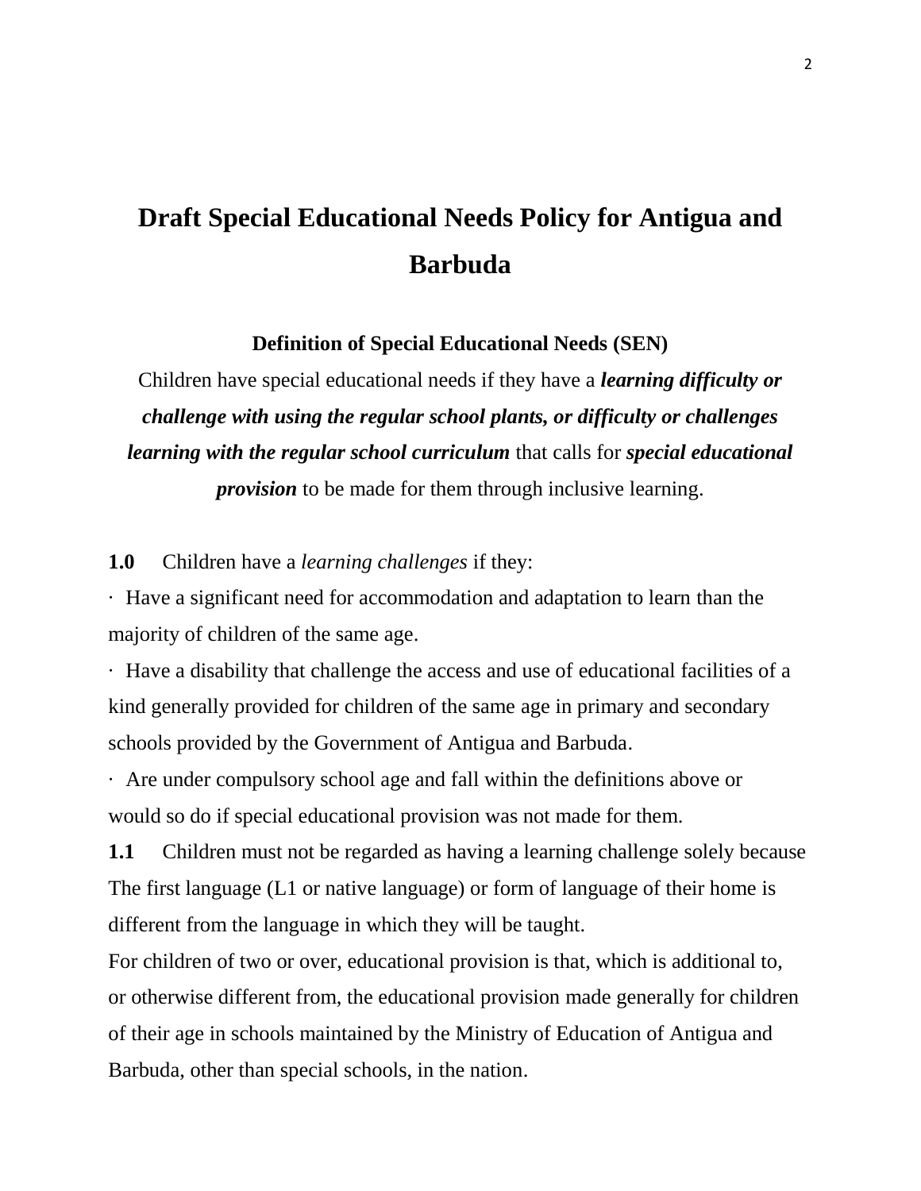# Draft Special Educational Needs Policy for Antigua and Barbuda

**Definition of Special Educational Needs (SEN)**

Children have special educational needs if they have a ***learning difficulty or challenge with using the regular school plants, or difficulty or challenges learning with the regular school curriculum*** that calls for ***special educational provision*** to be made for them through inclusive learning.

**1.0** Children have a *learning challenges* if they:

· Have a significant need for accommodation and adaptation to learn than the majority of children of the same age.

· Have a disability that challenge the access and use of educational facilities of a kind generally provided for children of the same age in primary and secondary schools provided by the Government of Antigua and Barbuda.

· Are under compulsory school age and fall within the definitions above or would so do if special educational provision was not made for them.

**1.1** Children must not be regarded as having a learning challenge solely because The first language (L1 or native language) or form of language of their home is different from the language in which they will be taught.

For children of two or over, educational provision is that, which is additional to, or otherwise different from, the educational provision made generally for children of their age in schools maintained by the Ministry of Education of Antigua and Barbuda, other than special schools, in the nation.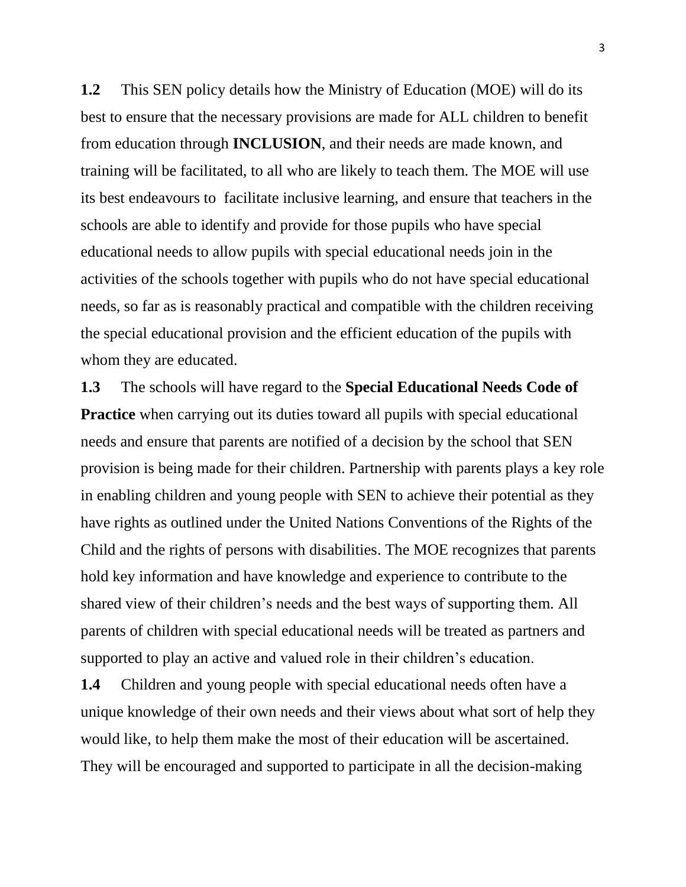**1.2** This SEN policy details how the Ministry of Education (MOE) will do its best to ensure that the necessary provisions are made for ALL children to benefit from education through **INCLUSION**, and their needs are made known, and training will be facilitated, to all who are likely to teach them. The MOE will use its best endeavours to facilitate inclusive learning, and ensure that teachers in the schools are able to identify and provide for those pupils who have special educational needs to allow pupils with special educational needs join in the activities of the schools together with pupils who do not have special educational needs, so far as is reasonably practical and compatible with the children receiving the special educational provision and the efficient education of the pupils with whom they are educated.

**1.3** The schools will have regard to the **Special Educational Needs Code of Practice** when carrying out its duties toward all pupils with special educational needs and ensure that parents are notified of a decision by the school that SEN provision is being made for their children. Partnership with parents plays a key role in enabling children and young people with SEN to achieve their potential as they have rights as outlined under the United Nations Conventions of the Rights of the Child and the rights of persons with disabilities. The MOE recognizes that parents hold key information and have knowledge and experience to contribute to the shared view of their children's needs and the best ways of supporting them. All parents of children with special educational needs will be treated as partners and supported to play an active and valued role in their children's education.

**1.4** Children and young people with special educational needs often have a unique knowledge of their own needs and their views about what sort of help they would like, to help them make the most of their education will be ascertained. They will be encouraged and supported to participate in all the decision-making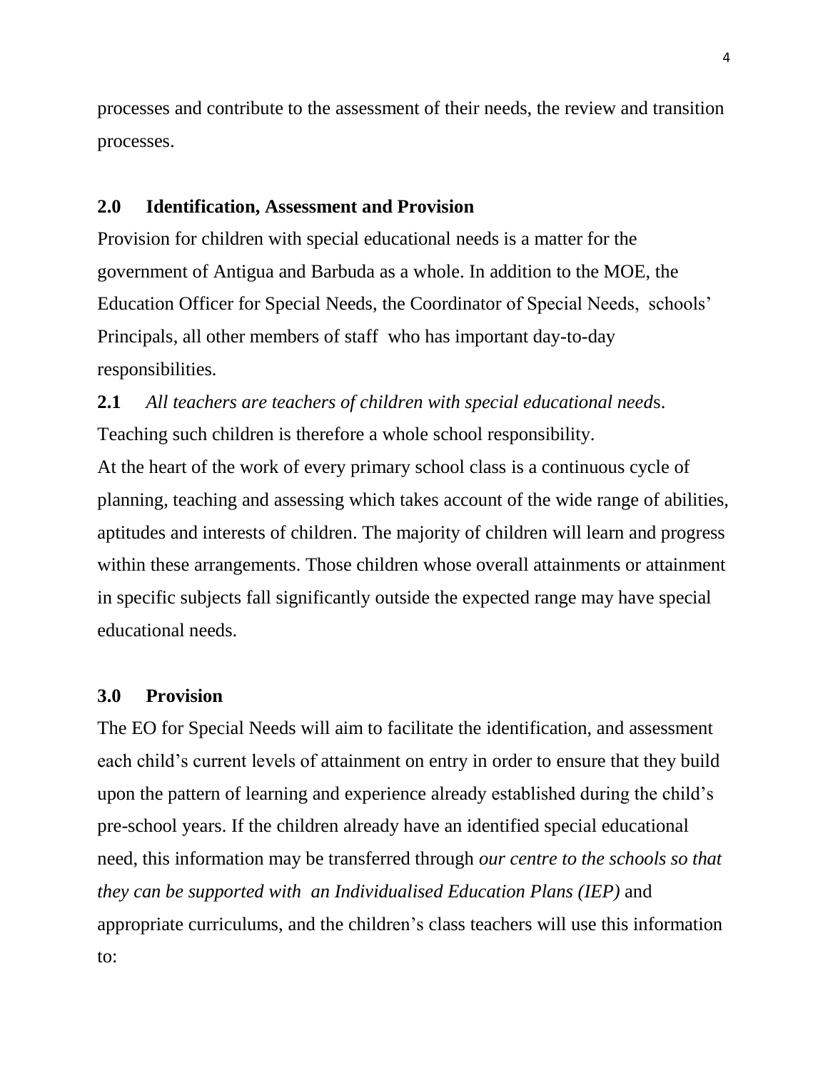processes and contribute to the assessment of their needs, the review and transition processes.

## 2.0 Identification, Assessment and Provision

Provision for children with special educational needs is a matter for the government of Antigua and Barbuda as a whole. In addition to the MOE, the Education Officer for Special Needs, the Coordinator of Special Needs, schools' Principals, all other members of staff who has important day-to-day responsibilities.

**2.1** *All teachers are teachers of children with special educational need*s. Teaching such children is therefore a whole school responsibility.

At the heart of the work of every primary school class is a continuous cycle of planning, teaching and assessing which takes account of the wide range of abilities, aptitudes and interests of children. The majority of children will learn and progress within these arrangements. Those children whose overall attainments or attainment in specific subjects fall significantly outside the expected range may have special educational needs.

## 3.0 Provision

The EO for Special Needs will aim to facilitate the identification, and assessment each child's current levels of attainment on entry in order to ensure that they build upon the pattern of learning and experience already established during the child's pre-school years. If the children already have an identified special educational need, this information may be transferred through *our centre to the schools so that they can be supported with an Individualised Education Plans (IEP)* and appropriate curriculums, and the children's class teachers will use this information to: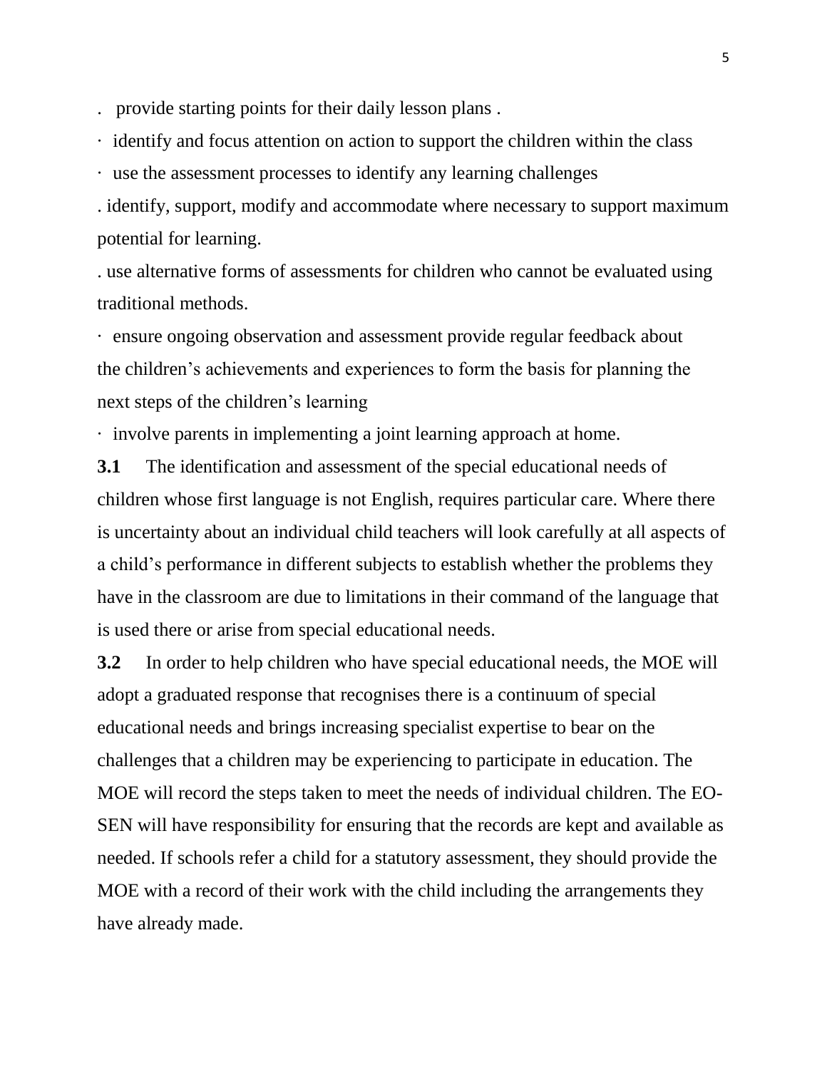- provide starting points for their daily lesson plans .
- identify and focus attention on action to support the children within the class
- use the assessment processes to identify any learning challenges
- identify, support, modify and accommodate where necessary to support maximum potential for learning.
- use alternative forms of assessments for children who cannot be evaluated using traditional methods.
- ensure ongoing observation and assessment provide regular feedback about the children's achievements and experiences to form the basis for planning the next steps of the children's learning
- involve parents in implementing a joint learning approach at home.

**3.1** The identification and assessment of the special educational needs of children whose first language is not English, requires particular care. Where there is uncertainty about an individual child teachers will look carefully at all aspects of a child's performance in different subjects to establish whether the problems they have in the classroom are due to limitations in their command of the language that is used there or arise from special educational needs.

**3.2** In order to help children who have special educational needs, the MOE will adopt a graduated response that recognises there is a continuum of special educational needs and brings increasing specialist expertise to bear on the challenges that a children may be experiencing to participate in education. The MOE will record the steps taken to meet the needs of individual children. The EO-SEN will have responsibility for ensuring that the records are kept and available as needed. If schools refer a child for a statutory assessment, they should provide the MOE with a record of their work with the child including the arrangements they have already made.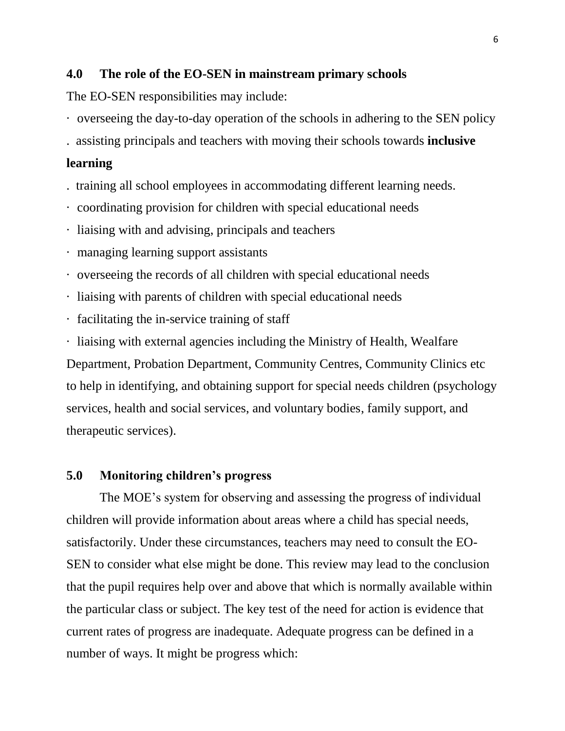## 4.0 The role of the EO-SEN in mainstream primary schools

The EO-SEN responsibilities may include:

- overseeing the day-to-day operation of the schools in adhering to the SEN policy
- assisting principals and teachers with moving their schools towards **inclusive learning**
- training all school employees in accommodating different learning needs.
- coordinating provision for children with special educational needs
- liaising with and advising, principals and teachers
- managing learning support assistants
- overseeing the records of all children with special educational needs
- liaising with parents of children with special educational needs
- facilitating the in-service training of staff
- liaising with external agencies including the Ministry of Health, Wealfare Department, Probation Department, Community Centres, Community Clinics etc to help in identifying, and obtaining support for special needs children (psychology services, health and social services, and voluntary bodies, family support, and therapeutic services).

## 5.0 Monitoring children's progress

The MOE's system for observing and assessing the progress of individual children will provide information about areas where a child has special needs, satisfactorily. Under these circumstances, teachers may need to consult the EO-SEN to consider what else might be done. This review may lead to the conclusion that the pupil requires help over and above that which is normally available within the particular class or subject. The key test of the need for action is evidence that current rates of progress are inadequate. Adequate progress can be defined in a number of ways. It might be progress which: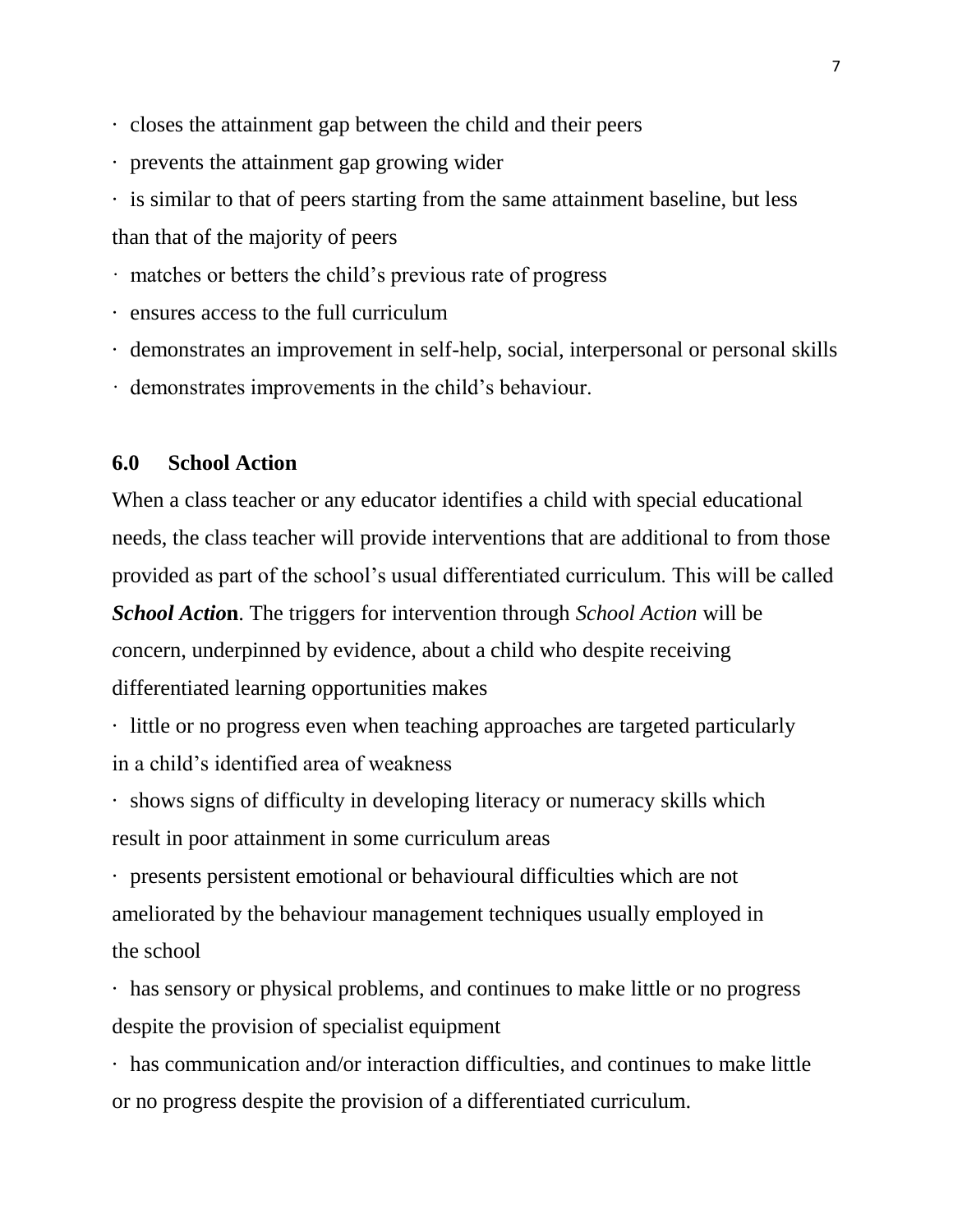- closes the attainment gap between the child and their peers
- prevents the attainment gap growing wider
- is similar to that of peers starting from the same attainment baseline, but less than that of the majority of peers
- matches or betters the child's previous rate of progress
- ensures access to the full curriculum
- demonstrates an improvement in self-help, social, interpersonal or personal skills
- demonstrates improvements in the child's behaviour.

## 6.0 School Action

When a class teacher or any educator identifies a child with special educational needs, the class teacher will provide interventions that are additional to from those provided as part of the school's usual differentiated curriculum. This will be called ***School Action***. The triggers for intervention through *School Action* will be *c*oncern, underpinned by evidence, about a child who despite receiving differentiated learning opportunities makes

- little or no progress even when teaching approaches are targeted particularly in a child's identified area of weakness
- shows signs of difficulty in developing literacy or numeracy skills which result in poor attainment in some curriculum areas
- presents persistent emotional or behavioural difficulties which are not ameliorated by the behaviour management techniques usually employed in the school
- has sensory or physical problems, and continues to make little or no progress despite the provision of specialist equipment
- has communication and/or interaction difficulties, and continues to make little or no progress despite the provision of a differentiated curriculum.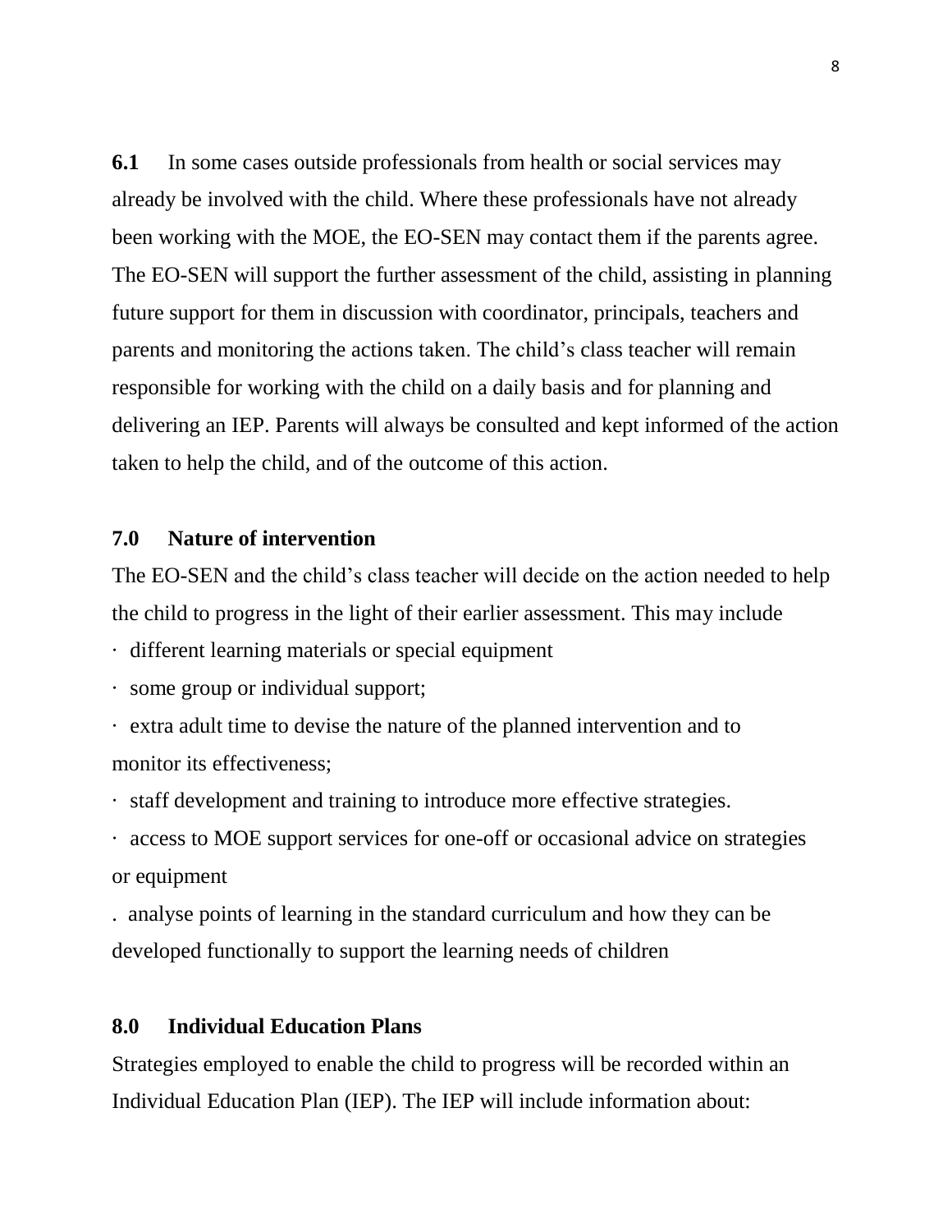**6.1** In some cases outside professionals from health or social services may already be involved with the child. Where these professionals have not already been working with the MOE, the EO-SEN may contact them if the parents agree. The EO-SEN will support the further assessment of the child, assisting in planning future support for them in discussion with coordinator, principals, teachers and parents and monitoring the actions taken. The child's class teacher will remain responsible for working with the child on a daily basis and for planning and delivering an IEP. Parents will always be consulted and kept informed of the action taken to help the child, and of the outcome of this action.

## 7.0 Nature of intervention

The EO-SEN and the child's class teacher will decide on the action needed to help the child to progress in the light of their earlier assessment. This may include

- different learning materials or special equipment
- some group or individual support;
- extra adult time to devise the nature of the planned intervention and to monitor its effectiveness;
- staff development and training to introduce more effective strategies.
- access to MOE support services for one-off or occasional advice on strategies or equipment
- analyse points of learning in the standard curriculum and how they can be developed functionally to support the learning needs of children

## 8.0 Individual Education Plans

Strategies employed to enable the child to progress will be recorded within an Individual Education Plan (IEP). The IEP will include information about: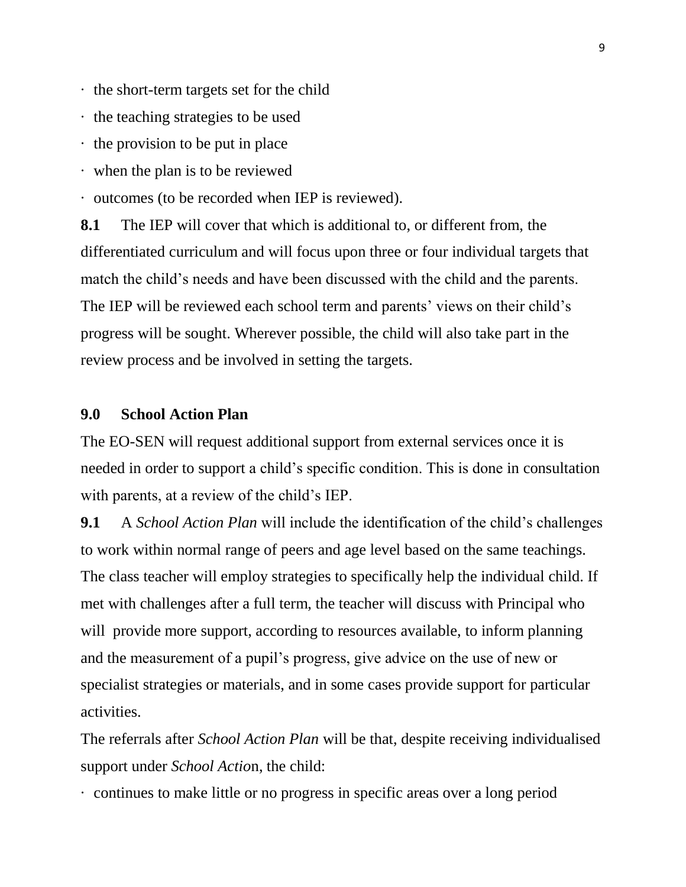- the short-term targets set for the child
- the teaching strategies to be used
- the provision to be put in place
- when the plan is to be reviewed
- outcomes (to be recorded when IEP is reviewed).

**8.1** The IEP will cover that which is additional to, or different from, the differentiated curriculum and will focus upon three or four individual targets that match the child's needs and have been discussed with the child and the parents. The IEP will be reviewed each school term and parents' views on their child's progress will be sought. Wherever possible, the child will also take part in the review process and be involved in setting the targets.

## 9.0 School Action Plan

The EO-SEN will request additional support from external services once it is needed in order to support a child's specific condition. This is done in consultation with parents, at a review of the child's IEP.

**9.1** A *School Action Plan* will include the identification of the child's challenges to work within normal range of peers and age level based on the same teachings. The class teacher will employ strategies to specifically help the individual child. If met with challenges after a full term, the teacher will discuss with Principal who will provide more support, according to resources available, to inform planning and the measurement of a pupil's progress, give advice on the use of new or specialist strategies or materials, and in some cases provide support for particular activities.

The referrals after *School Action Plan* will be that, despite receiving individualised support under *School Actio*n, the child:

- continues to make little or no progress in specific areas over a long period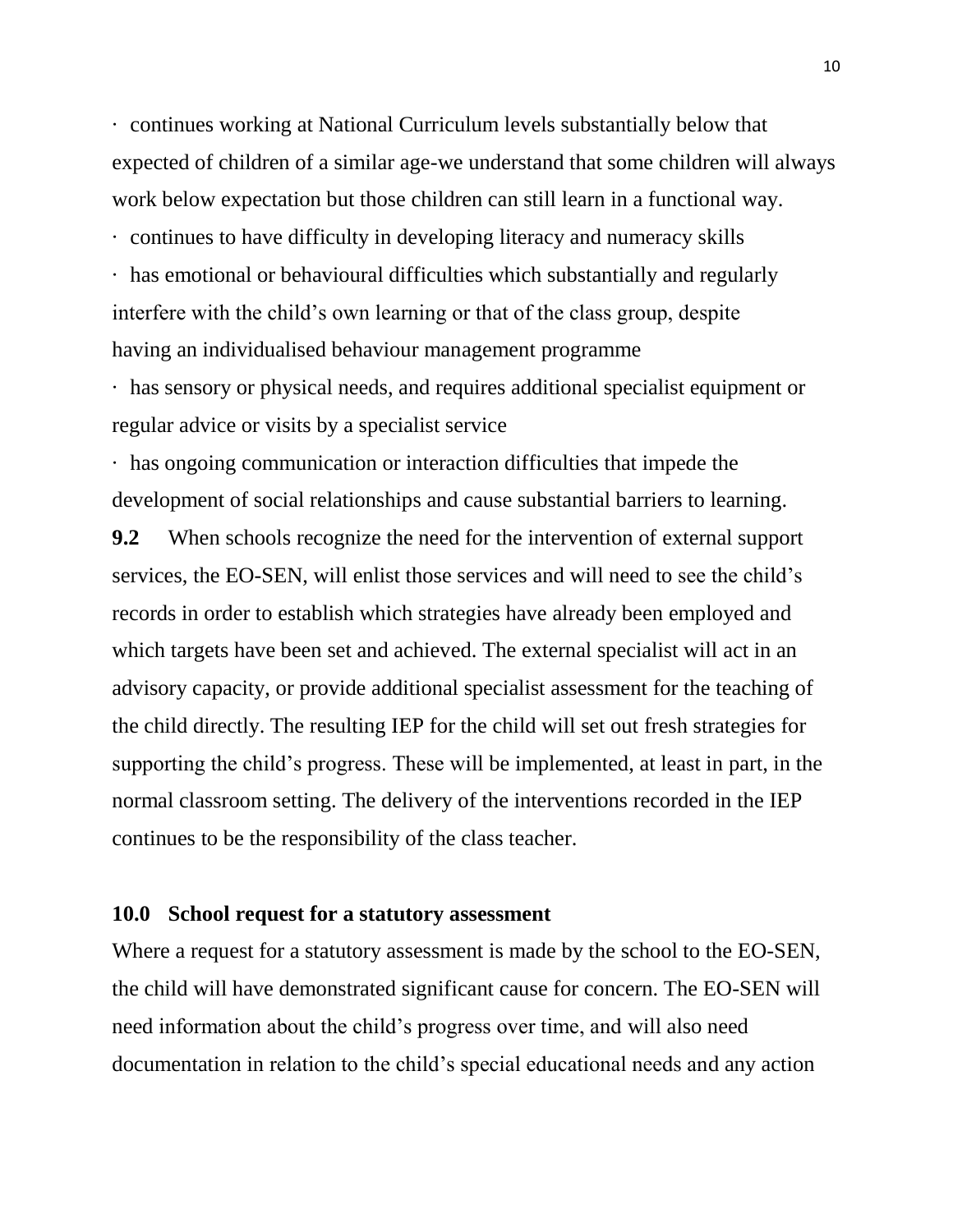- continues working at National Curriculum levels substantially below that expected of children of a similar age-we understand that some children will always work below expectation but those children can still learn in a functional way.
- continues to have difficulty in developing literacy and numeracy skills
- has emotional or behavioural difficulties which substantially and regularly interfere with the child's own learning or that of the class group, despite having an individualised behaviour management programme
- has sensory or physical needs, and requires additional specialist equipment or regular advice or visits by a specialist service
- has ongoing communication or interaction difficulties that impede the development of social relationships and cause substantial barriers to learning.

**9.2** When schools recognize the need for the intervention of external support services, the EO-SEN, will enlist those services and will need to see the child's records in order to establish which strategies have already been employed and which targets have been set and achieved. The external specialist will act in an advisory capacity, or provide additional specialist assessment for the teaching of the child directly. The resulting IEP for the child will set out fresh strategies for supporting the child's progress. These will be implemented, at least in part, in the normal classroom setting. The delivery of the interventions recorded in the IEP continues to be the responsibility of the class teacher.

## 10.0 School request for a statutory assessment

Where a request for a statutory assessment is made by the school to the EO-SEN, the child will have demonstrated significant cause for concern. The EO-SEN will need information about the child's progress over time, and will also need documentation in relation to the child's special educational needs and any action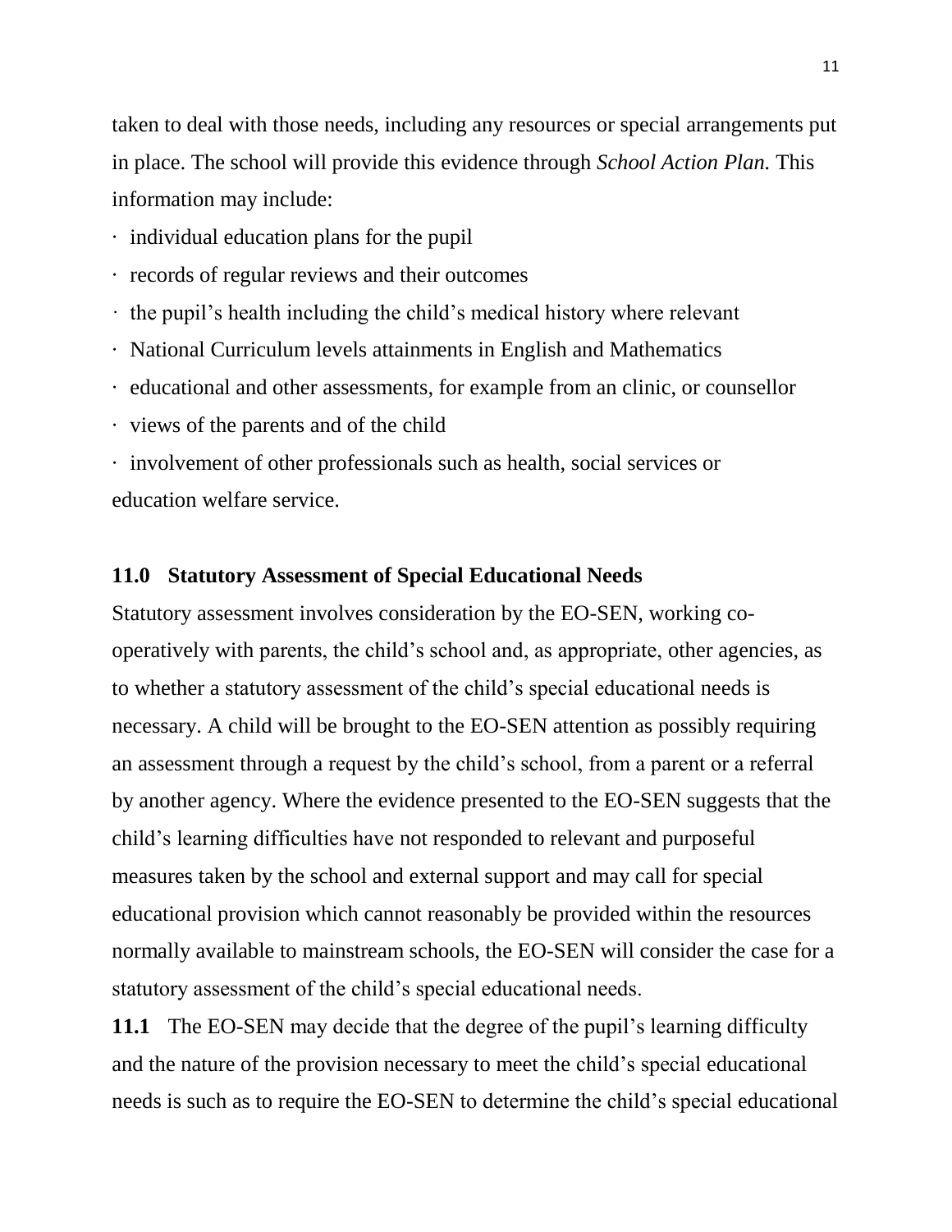taken to deal with those needs, including any resources or special arrangements put in place. The school will provide this evidence through *School Action Plan.* This information may include:

- individual education plans for the pupil
- records of regular reviews and their outcomes
- the pupil's health including the child's medical history where relevant
- National Curriculum levels attainments in English and Mathematics
- educational and other assessments, for example from an clinic, or counsellor
- views of the parents and of the child
- involvement of other professionals such as health, social services or education welfare service.

## 11.0 Statutory Assessment of Special Educational Needs

Statutory assessment involves consideration by the EO-SEN, working co-operatively with parents, the child's school and, as appropriate, other agencies, as to whether a statutory assessment of the child's special educational needs is necessary. A child will be brought to the EO-SEN attention as possibly requiring an assessment through a request by the child's school, from a parent or a referral by another agency. Where the evidence presented to the EO-SEN suggests that the child's learning difficulties have not responded to relevant and purposeful measures taken by the school and external support and may call for special educational provision which cannot reasonably be provided within the resources normally available to mainstream schools, the EO-SEN will consider the case for a statutory assessment of the child's special educational needs.

**11.1** The EO-SEN may decide that the degree of the pupil's learning difficulty and the nature of the provision necessary to meet the child's special educational needs is such as to require the EO-SEN to determine the child's special educational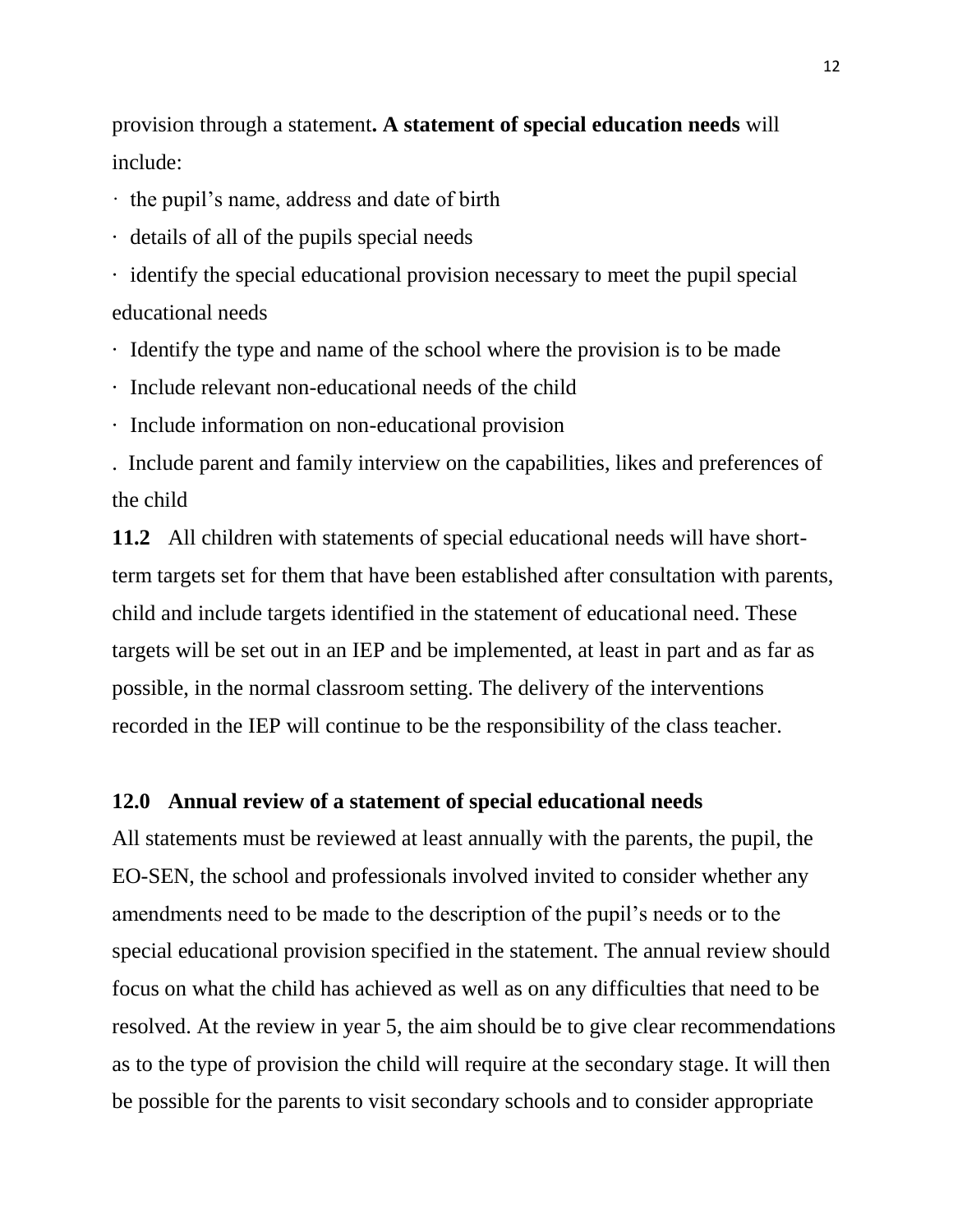provision through a statement**. A statement of special education needs** will include:

- the pupil's name, address and date of birth
- details of all of the pupils special needs
- identify the special educational provision necessary to meet the pupil special educational needs
- Identify the type and name of the school where the provision is to be made
- Include relevant non-educational needs of the child
- Include information on non-educational provision
- Include parent and family interview on the capabilities, likes and preferences of the child

**11.2** All children with statements of special educational needs will have short-term targets set for them that have been established after consultation with parents, child and include targets identified in the statement of educational need. These targets will be set out in an IEP and be implemented, at least in part and as far as possible, in the normal classroom setting. The delivery of the interventions recorded in the IEP will continue to be the responsibility of the class teacher.

## 12.0 Annual review of a statement of special educational needs

All statements must be reviewed at least annually with the parents, the pupil, the EO-SEN, the school and professionals involved invited to consider whether any amendments need to be made to the description of the pupil's needs or to the special educational provision specified in the statement. The annual review should focus on what the child has achieved as well as on any difficulties that need to be resolved. At the review in year 5, the aim should be to give clear recommendations as to the type of provision the child will require at the secondary stage. It will then be possible for the parents to visit secondary schools and to consider appropriate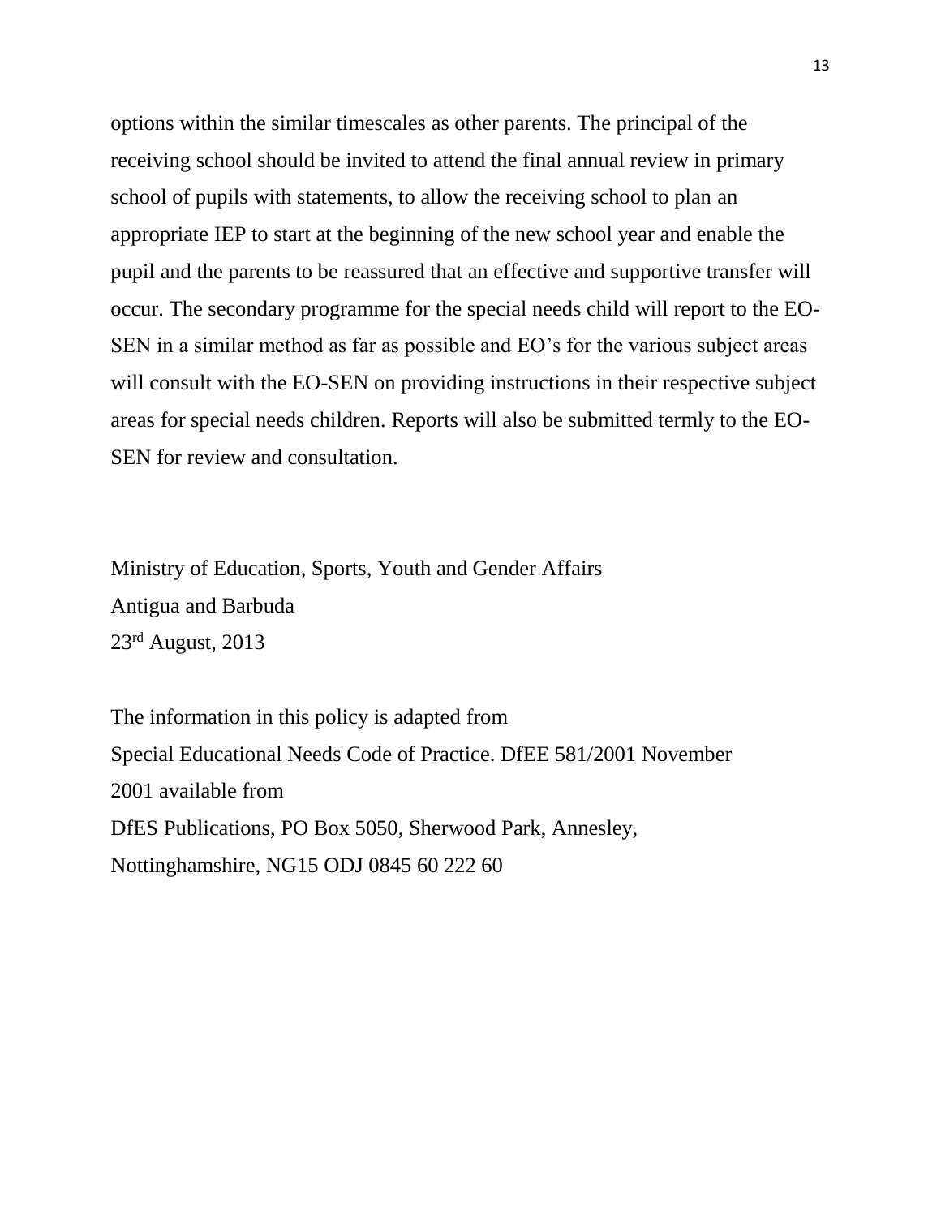options within the similar timescales as other parents. The principal of the receiving school should be invited to attend the final annual review in primary school of pupils with statements, to allow the receiving school to plan an appropriate IEP to start at the beginning of the new school year and enable the pupil and the parents to be reassured that an effective and supportive transfer will occur. The secondary programme for the special needs child will report to the EO-SEN in a similar method as far as possible and EO's for the various subject areas will consult with the EO-SEN on providing instructions in their respective subject areas for special needs children. Reports will also be submitted termly to the EO-SEN for review and consultation.

Ministry of Education, Sports, Youth and Gender Affairs
Antigua and Barbuda
23rd August, 2013

The information in this policy is adapted from
Special Educational Needs Code of Practice. DfEE 581/2001 November 2001 available from
DfES Publications, PO Box 5050, Sherwood Park, Annesley,
Nottinghamshire, NG15 ODJ 0845 60 222 60